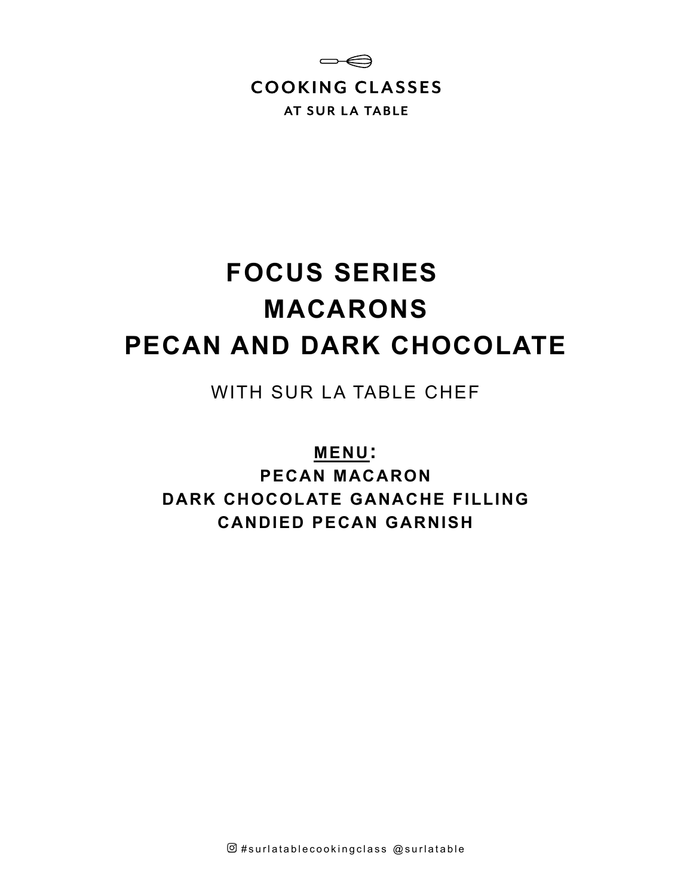COOKING CLASSES

AT SUR LA TABLE

# FOCUS SERIES
# MACARONS
# PECAN AND DARK CHOCOLATE

WITH SUR LA TABLE CHEF

**MENU:**

**PECAN MACARON**

**DARK CHOCOLATE GANACHE FILLING**

**CANDIED PECAN GARNISH**

#surlatablecookingclass @surlatable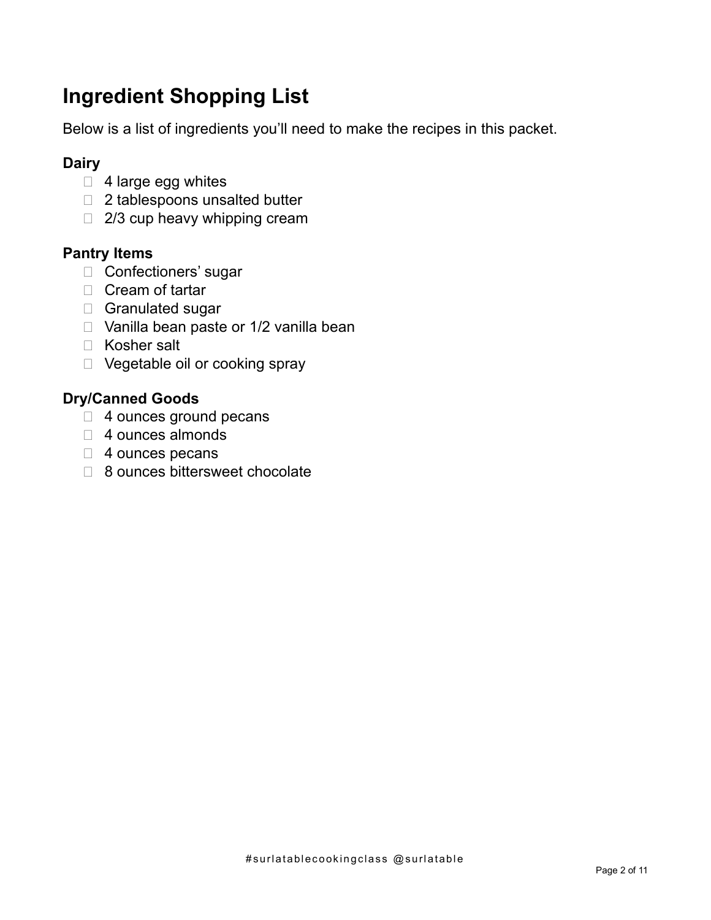# Ingredient Shopping List

Below is a list of ingredients you'll need to make the recipes in this packet.

### Dairy

- [ ] 4 large egg whites
- [ ] 2 tablespoons unsalted butter
- [ ] 2/3 cup heavy whipping cream

### Pantry Items

- [ ] Confectioners' sugar
- [ ] Cream of tartar
- [ ] Granulated sugar
- [ ] Vanilla bean paste or 1/2 vanilla bean
- [ ] Kosher salt
- [ ] Vegetable oil or cooking spray

### Dry/Canned Goods

- [ ] 4 ounces ground pecans
- [ ] 4 ounces almonds
- [ ] 4 ounces pecans
- [ ] 8 ounces bittersweet chocolate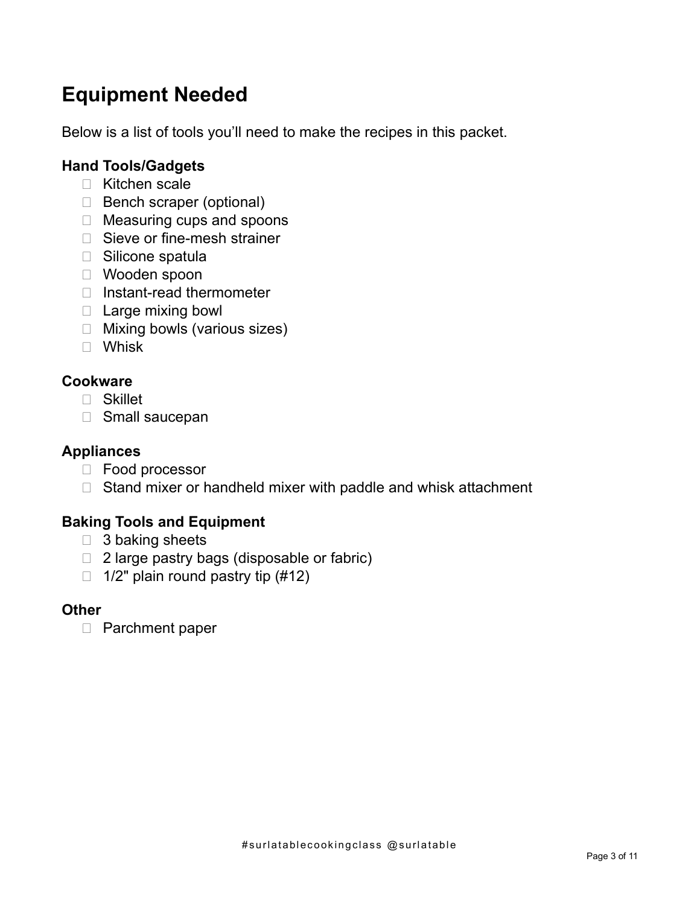# Equipment Needed

Below is a list of tools you'll need to make the recipes in this packet.

### Hand Tools/Gadgets

- [ ] Kitchen scale
- [ ] Bench scraper (optional)
- [ ] Measuring cups and spoons
- [ ] Sieve or fine-mesh strainer
- [ ] Silicone spatula
- [ ] Wooden spoon
- [ ] Instant-read thermometer
- [ ] Large mixing bowl
- [ ] Mixing bowls (various sizes)
- [ ] Whisk

### Cookware

- [ ] Skillet
- [ ] Small saucepan

### Appliances

- [ ] Food processor
- [ ] Stand mixer or handheld mixer with paddle and whisk attachment

### Baking Tools and Equipment

- [ ] 3 baking sheets
- [ ] 2 large pastry bags (disposable or fabric)
- [ ] 1/2" plain round pastry tip (#12)

### Other

- [ ] Parchment paper

#surlatablecookingclass @surlatable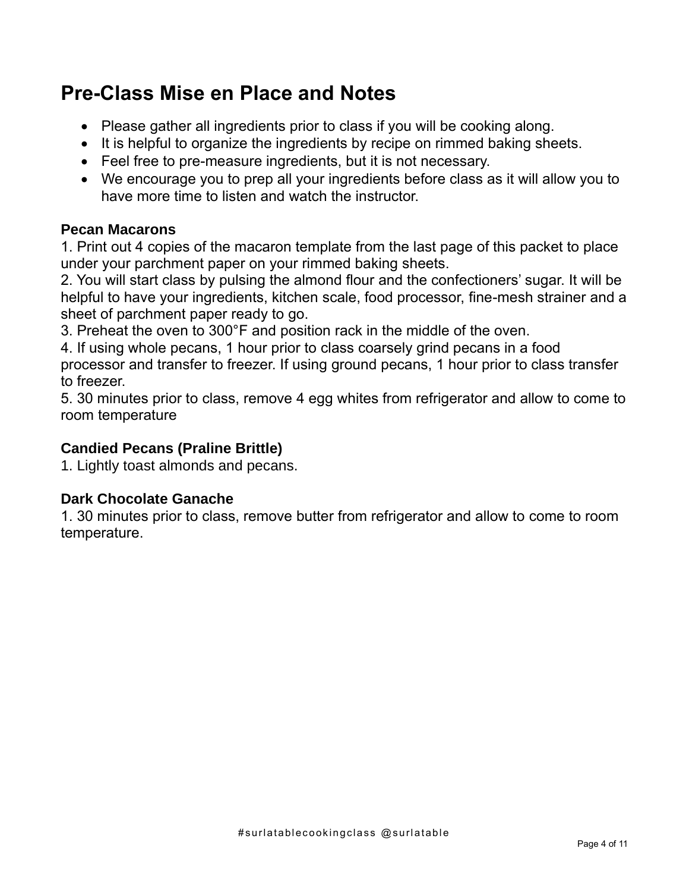# Pre-Class Mise en Place and Notes

- Please gather all ingredients prior to class if you will be cooking along.
- It is helpful to organize the ingredients by recipe on rimmed baking sheets.
- Feel free to pre-measure ingredients, but it is not necessary.
- We encourage you to prep all your ingredients before class as it will allow you to have more time to listen and watch the instructor.

### Pecan Macarons

1. Print out 4 copies of the macaron template from the last page of this packet to place under your parchment paper on your rimmed baking sheets.
2. You will start class by pulsing the almond flour and the confectioners' sugar. It will be helpful to have your ingredients, kitchen scale, food processor, fine-mesh strainer and a sheet of parchment paper ready to go.
3. Preheat the oven to 300°F and position rack in the middle of the oven.
4. If using whole pecans, 1 hour prior to class coarsely grind pecans in a food processor and transfer to freezer. If using ground pecans, 1 hour prior to class transfer to freezer.
5. 30 minutes prior to class, remove 4 egg whites from refrigerator and allow to come to room temperature

### Candied Pecans (Praline Brittle)

1. Lightly toast almonds and pecans.

### Dark Chocolate Ganache

1. 30 minutes prior to class, remove butter from refrigerator and allow to come to room temperature.

#surlatablecookingclass @surlatable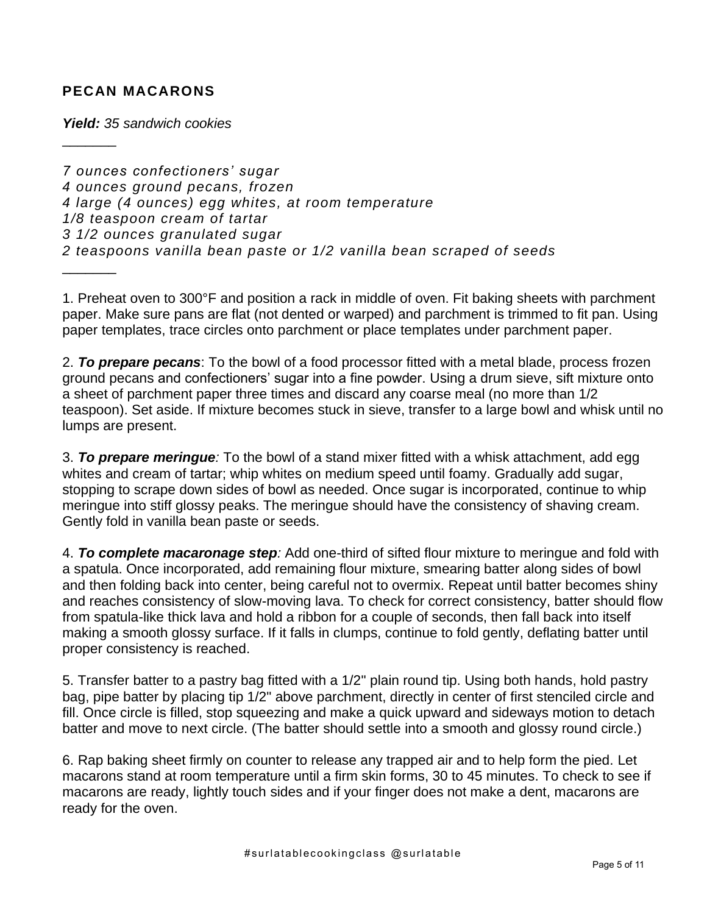## PECAN MACARONS

***Yield:*** *35 sandwich cookies*

_______

*7 ounces confectioners' sugar*
*4 ounces ground pecans, frozen*
*4 large (4 ounces) egg whites, at room temperature*
*1/8 teaspoon cream of tartar*
*3 1/2 ounces granulated sugar*
*2 teaspoons vanilla bean paste or 1/2 vanilla bean scraped of seeds*

_______

1. Preheat oven to 300°F and position a rack in middle of oven. Fit baking sheets with parchment paper. Make sure pans are flat (not dented or warped) and parchment is trimmed to fit pan. Using paper templates, trace circles onto parchment or place templates under parchment paper.

2. ***To prepare pecans***: To the bowl of a food processor fitted with a metal blade, process frozen ground pecans and confectioners' sugar into a fine powder. Using a drum sieve, sift mixture onto a sheet of parchment paper three times and discard any coarse meal (no more than 1/2 teaspoon). Set aside. If mixture becomes stuck in sieve, transfer to a large bowl and whisk until no lumps are present.

3. ***To prepare meringue****:* To the bowl of a stand mixer fitted with a whisk attachment, add egg whites and cream of tartar; whip whites on medium speed until foamy. Gradually add sugar, stopping to scrape down sides of bowl as needed. Once sugar is incorporated, continue to whip meringue into stiff glossy peaks. The meringue should have the consistency of shaving cream. Gently fold in vanilla bean paste or seeds.

4. ***To complete macaronage step****:* Add one-third of sifted flour mixture to meringue and fold with a spatula. Once incorporated, add remaining flour mixture, smearing batter along sides of bowl and then folding back into center, being careful not to overmix. Repeat until batter becomes shiny and reaches consistency of slow-moving lava. To check for correct consistency, batter should flow from spatula-like thick lava and hold a ribbon for a couple of seconds, then fall back into itself making a smooth glossy surface. If it falls in clumps, continue to fold gently, deflating batter until proper consistency is reached.

5. Transfer batter to a pastry bag fitted with a 1/2" plain round tip. Using both hands, hold pastry bag, pipe batter by placing tip 1/2" above parchment, directly in center of first stenciled circle and fill. Once circle is filled, stop squeezing and make a quick upward and sideways motion to detach batter and move to next circle. (The batter should settle into a smooth and glossy round circle.)

6. Rap baking sheet firmly on counter to release any trapped air and to help form the pied. Let macarons stand at room temperature until a firm skin forms, 30 to 45 minutes. To check to see if macarons are ready, lightly touch sides and if your finger does not make a dent, macarons are ready for the oven.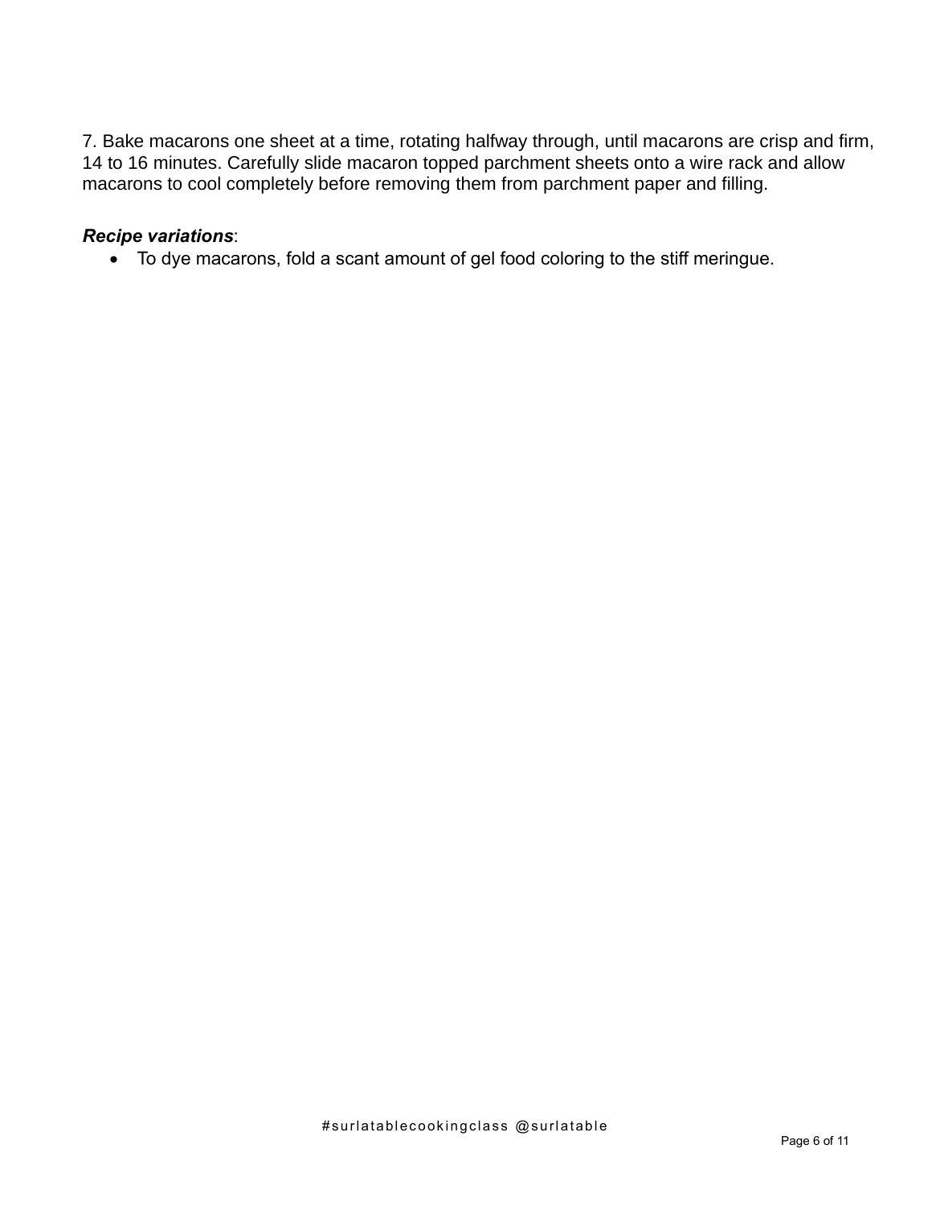7. Bake macarons one sheet at a time, rotating halfway through, until macarons are crisp and firm, 14 to 16 minutes. Carefully slide macaron topped parchment sheets onto a wire rack and allow macarons to cool completely before removing them from parchment paper and filling.

***Recipe variations***:

- To dye macarons, fold a scant amount of gel food coloring to the stiff meringue.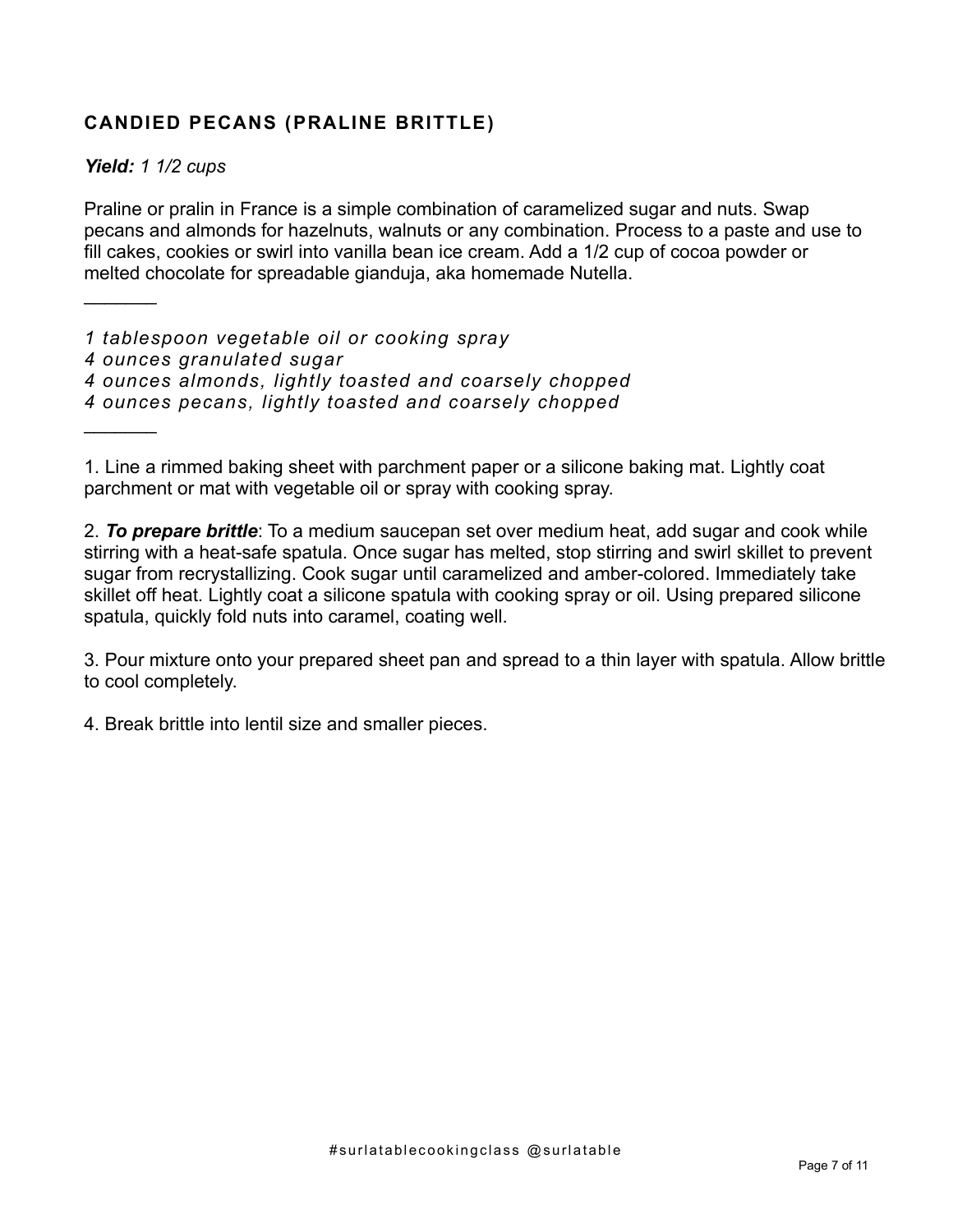## CANDIED PECANS (PRALINE BRITTLE)

***Yield:*** *1 1/2 cups*

Praline or pralin in France is a simple combination of caramelized sugar and nuts. Swap pecans and almonds for hazelnuts, walnuts or any combination. Process to a paste and use to fill cakes, cookies or swirl into vanilla bean ice cream. Add a 1/2 cup of cocoa powder or melted chocolate for spreadable gianduja, aka homemade Nutella.

_______

*1 tablespoon vegetable oil or cooking spray*
*4 ounces granulated sugar*
*4 ounces almonds, lightly toasted and coarsely chopped*
*4 ounces pecans, lightly toasted and coarsely chopped*

_______

1. Line a rimmed baking sheet with parchment paper or a silicone baking mat. Lightly coat parchment or mat with vegetable oil or spray with cooking spray.

2. ***To prepare brittle***: To a medium saucepan set over medium heat, add sugar and cook while stirring with a heat-safe spatula. Once sugar has melted, stop stirring and swirl skillet to prevent sugar from recrystallizing. Cook sugar until caramelized and amber-colored. Immediately take skillet off heat. Lightly coat a silicone spatula with cooking spray or oil. Using prepared silicone spatula, quickly fold nuts into caramel, coating well.

3. Pour mixture onto your prepared sheet pan and spread to a thin layer with spatula. Allow brittle to cool completely.

4. Break brittle into lentil size and smaller pieces.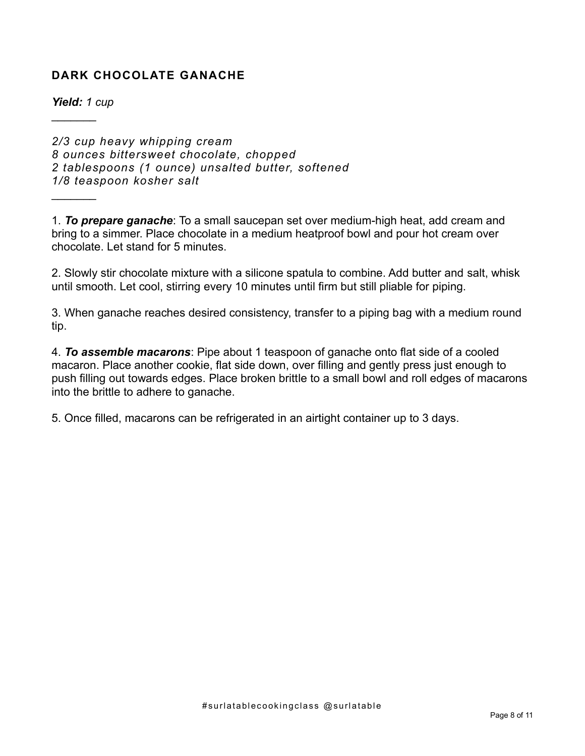## DARK CHOCOLATE GANACHE

***Yield:*** *1 cup*

---

*2/3 cup heavy whipping cream*
*8 ounces bittersweet chocolate, chopped*
*2 tablespoons (1 ounce) unsalted butter, softened*
*1/8 teaspoon kosher salt*

---

1. ***To prepare ganache***: To a small saucepan set over medium-high heat, add cream and bring to a simmer. Place chocolate in a medium heatproof bowl and pour hot cream over chocolate. Let stand for 5 minutes.

2. Slowly stir chocolate mixture with a silicone spatula to combine. Add butter and salt, whisk until smooth. Let cool, stirring every 10 minutes until firm but still pliable for piping.

3. When ganache reaches desired consistency, transfer to a piping bag with a medium round tip.

4. ***To assemble macarons***: Pipe about 1 teaspoon of ganache onto flat side of a cooled macaron. Place another cookie, flat side down, over filling and gently press just enough to push filling out towards edges. Place broken brittle to a small bowl and roll edges of macarons into the brittle to adhere to ganache.

5. Once filled, macarons can be refrigerated in an airtight container up to 3 days.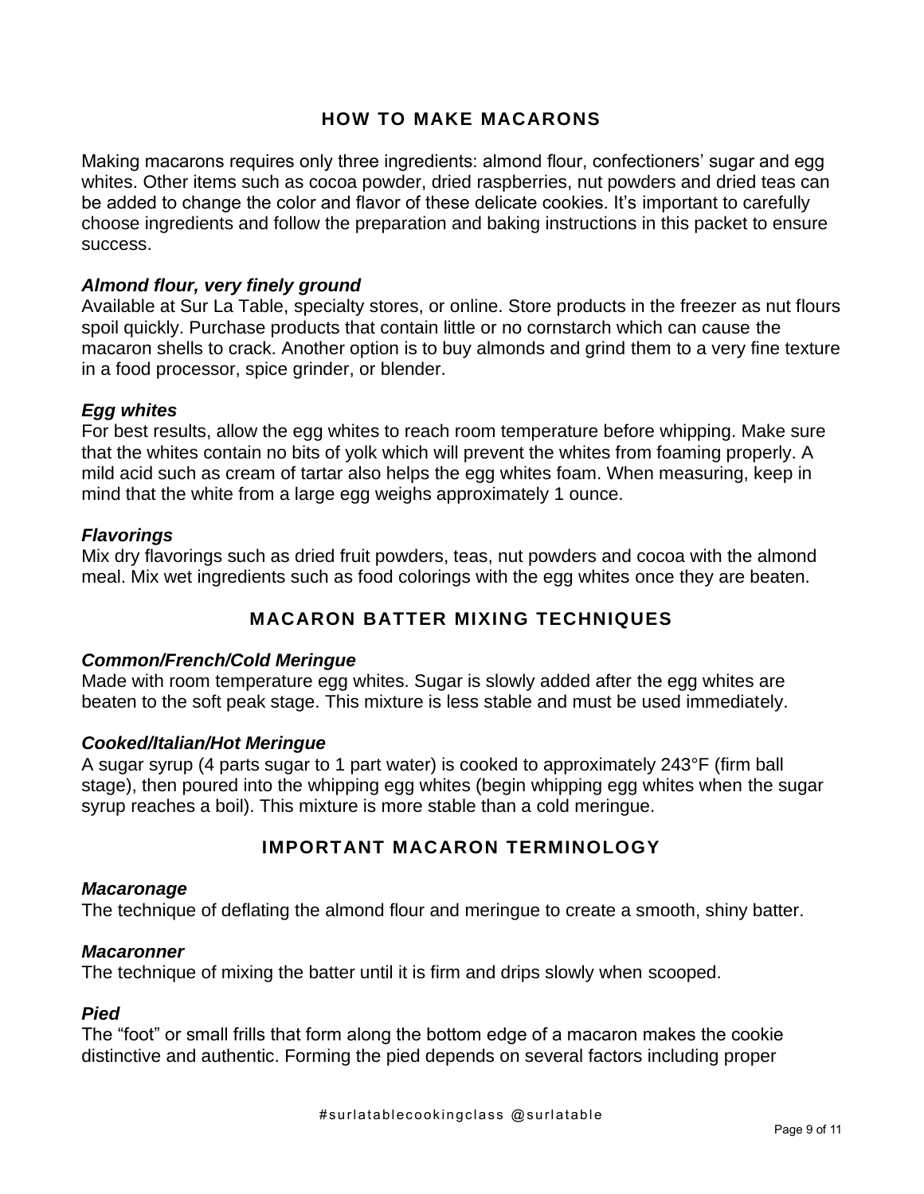## HOW TO MAKE MACARONS

Making macarons requires only three ingredients: almond flour, confectioners' sugar and egg whites. Other items such as cocoa powder, dried raspberries, nut powders and dried teas can be added to change the color and flavor of these delicate cookies. It's important to carefully choose ingredients and follow the preparation and baking instructions in this packet to ensure success.

***Almond flour, very finely ground***

Available at Sur La Table, specialty stores, or online. Store products in the freezer as nut flours spoil quickly. Purchase products that contain little or no cornstarch which can cause the macaron shells to crack. Another option is to buy almonds and grind them to a very fine texture in a food processor, spice grinder, or blender.

***Egg whites***

For best results, allow the egg whites to reach room temperature before whipping. Make sure that the whites contain no bits of yolk which will prevent the whites from foaming properly. A mild acid such as cream of tartar also helps the egg whites foam. When measuring, keep in mind that the white from a large egg weighs approximately 1 ounce.

***Flavorings***

Mix dry flavorings such as dried fruit powders, teas, nut powders and cocoa with the almond meal. Mix wet ingredients such as food colorings with the egg whites once they are beaten.

## MACARON BATTER MIXING TECHNIQUES

***Common/French/Cold Meringue***

Made with room temperature egg whites. Sugar is slowly added after the egg whites are beaten to the soft peak stage. This mixture is less stable and must be used immediately.

***Cooked/Italian/Hot Meringue***

A sugar syrup (4 parts sugar to 1 part water) is cooked to approximately 243°F (firm ball stage), then poured into the whipping egg whites (begin whipping egg whites when the sugar syrup reaches a boil). This mixture is more stable than a cold meringue.

## IMPORTANT MACARON TERMINOLOGY

***Macaronage***

The technique of deflating the almond flour and meringue to create a smooth, shiny batter.

***Macaronner***

The technique of mixing the batter until it is firm and drips slowly when scooped.

***Pied***

The "foot" or small frills that form along the bottom edge of a macaron makes the cookie distinctive and authentic. Forming the pied depends on several factors including proper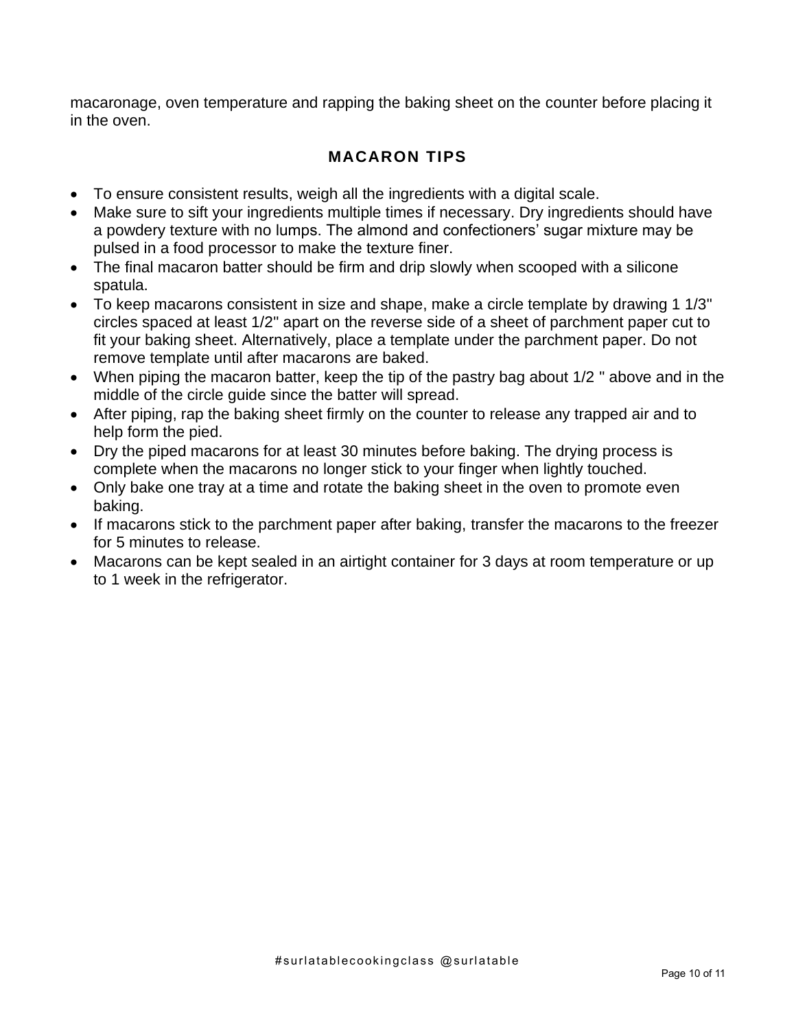macaronage, oven temperature and rapping the baking sheet on the counter before placing it in the oven.

## MACARON TIPS

- To ensure consistent results, weigh all the ingredients with a digital scale.
- Make sure to sift your ingredients multiple times if necessary. Dry ingredients should have a powdery texture with no lumps. The almond and confectioners' sugar mixture may be pulsed in a food processor to make the texture finer.
- The final macaron batter should be firm and drip slowly when scooped with a silicone spatula.
- To keep macarons consistent in size and shape, make a circle template by drawing 1 1/3" circles spaced at least 1/2" apart on the reverse side of a sheet of parchment paper cut to fit your baking sheet. Alternatively, place a template under the parchment paper. Do not remove template until after macarons are baked.
- When piping the macaron batter, keep the tip of the pastry bag about 1/2 " above and in the middle of the circle guide since the batter will spread.
- After piping, rap the baking sheet firmly on the counter to release any trapped air and to help form the pied.
- Dry the piped macarons for at least 30 minutes before baking. The drying process is complete when the macarons no longer stick to your finger when lightly touched.
- Only bake one tray at a time and rotate the baking sheet in the oven to promote even baking.
- If macarons stick to the parchment paper after baking, transfer the macarons to the freezer for 5 minutes to release.
- Macarons can be kept sealed in an airtight container for 3 days at room temperature or up to 1 week in the refrigerator.

#surlatablecookingclass @surlatable